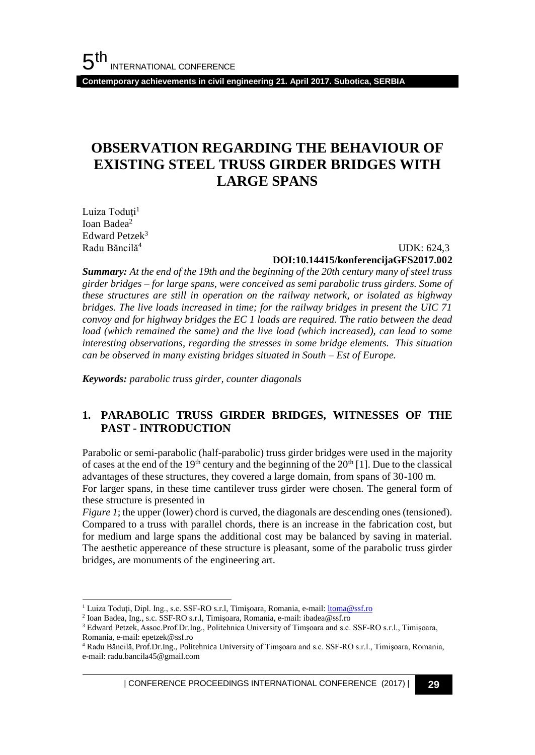# OBSERVATION REGARDING THE BEHAVIOUR OF EXISTING STEEL TRUSS GIRDER BRIDGES WITH LARGE SPANS

Luiza Toduţi[1]
Ioan Badea[2]
Edward Petzek[3]
Radu Băncilă[4]

UDK: 624,3
**DOI:10.14415/konferencijaGFS2017.002**

***Summary:*** *At the end of the 19th and the beginning of the 20th century many of steel truss girder bridges – for large spans, were conceived as semi parabolic truss girders. Some of these structures are still in operation on the railway network, or isolated as highway bridges. The live loads increased in time; for the railway bridges in present the UIC 71 convoy and for highway bridges the EC 1 loads are required. The ratio between the dead load (which remained the same) and the live load (which increased), can lead to some interesting observations, regarding the stresses in some bridge elements. This situation can be observed in many existing bridges situated in South – Est of Europe.*

***Keywords:*** *parabolic truss girder, counter diagonals*

## 1. PARABOLIC TRUSS GIRDER BRIDGES, WITNESSES OF THE PAST - INTRODUCTION

Parabolic or semi-parabolic (half-parabolic) truss girder bridges were used in the majority of cases at the end of the 19th century and the beginning of the 20th [1]. Due to the classical advantages of these structures, they covered a large domain, from spans of 30-100 m.
For larger spans, in these time cantilever truss girder were chosen. The general form of these structure is presented in *Figure 1*; the upper (lower) chord is curved, the diagonals are descending ones (tensioned). Compared to a truss with parallel chords, there is an increase in the fabrication cost, but for medium and large spans the additional cost may be balanced by saving in material. The aesthetic appereance of these structure is pleasant, some of the parabolic truss girder bridges, are monuments of the engineering art.

---

[1] Luiza Toduţi, Dipl. Ing., s.c. SSF-RO s.r.l, Timişoara, Romania, e-mail: ltoma@ssf.ro
[2] Ioan Badea, Ing., s.c. SSF-RO s.r.l, Timişoara, Romania, e-mail: ibadea@ssf.ro
[3] Edward Petzek, Assoc.Prof.Dr.Ing., Politehnica University of Timşoara and s.c. SSF-RO s.r.l., Timişoara, Romania, e-mail: epetzek@ssf.ro
[4] Radu Băncilă, Prof.Dr.Ing., Politehnica University of Timşoara and s.c. SSF-RO s.r.l., Timişoara, Romania, e-mail: radu.bancila45@gmail.com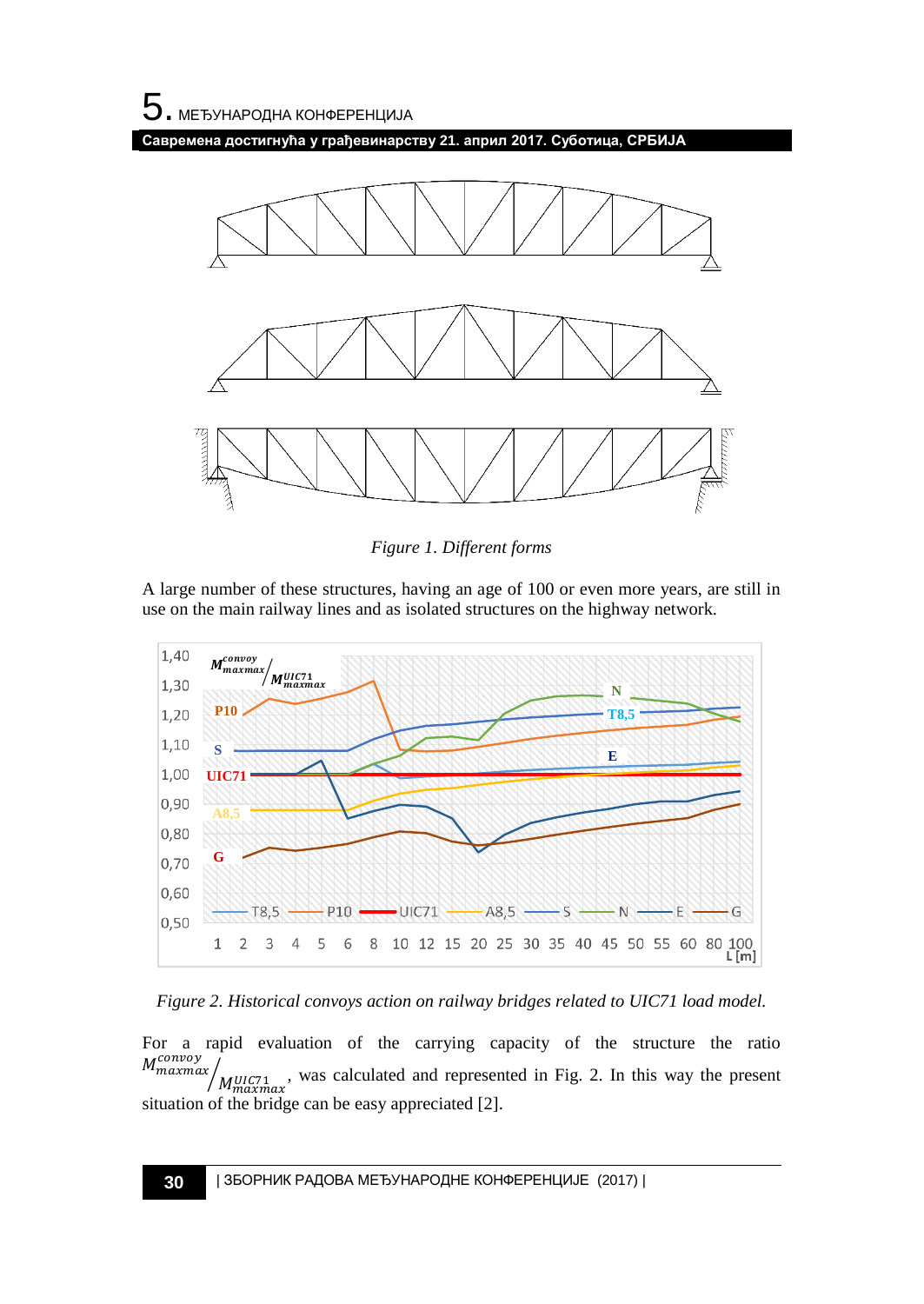Figure 1. Different forms

A large number of these structures, having an age of 100 or even more years, are still in use on the main railway lines and as isolated structures on the highway network.

Figure 2. Historical convoys action on railway bridges related to UIC71 load model.

For a rapid evaluation of the carrying capacity of the structure the ratio $M_{maxmax}^{convoy} / M_{maxmax}^{UIC71}$, was calculated and represented in Fig. 2. In this way the present situation of the bridge can be easy appreciated [2].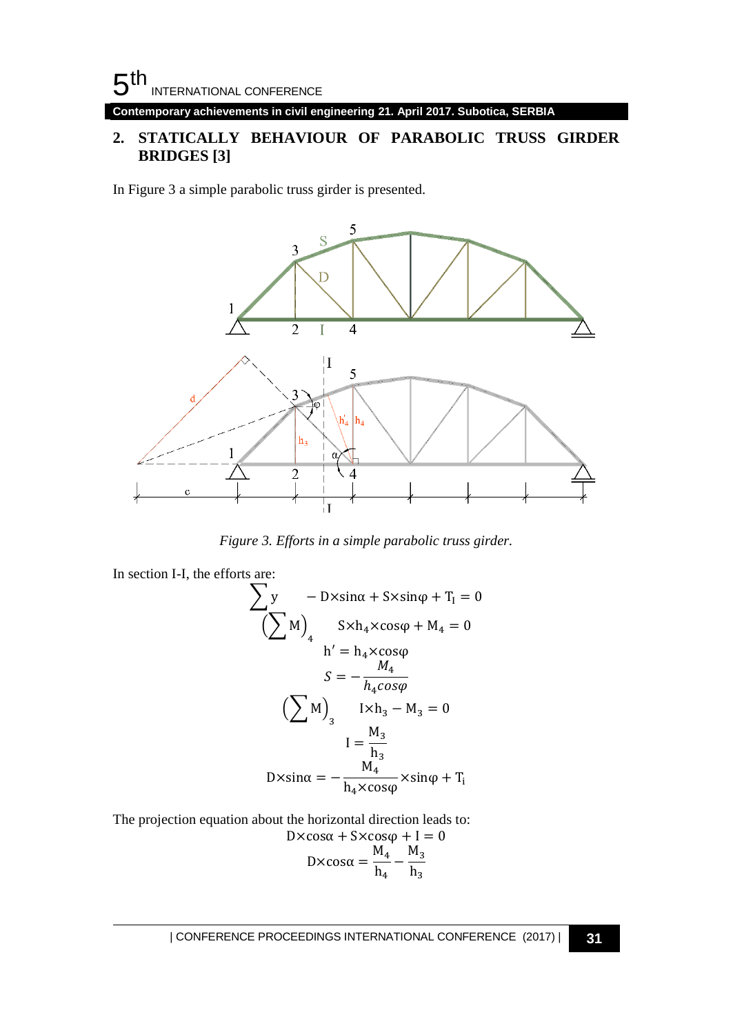## 2. STATICALLY BEHAVIOUR OF PARABOLIC TRUSS GIRDER BRIDGES [3]

In Figure 3 a simple parabolic truss girder is presented.

*Figure 3. Efforts in a simple parabolic truss girder.*

In section I-I, the efforts are:

$$\sum y \qquad -D \times \sin\alpha + S \times \sin\varphi + T_I = 0$$

$$\left(\sum M\right)_4 \qquad S \times h_4 \times \cos\varphi + M_4 = 0$$

$$h' = h_4 \times \cos\varphi$$

$$S = -\frac{M_4}{h_4 \cos\varphi}$$

$$\left(\sum M\right)_3 \qquad I \times h_3 - M_3 = 0$$

$$I = \frac{M_3}{h_3}$$

$$D \times \sin\alpha = -\frac{M_4}{h_4 \times \cos\varphi} \times \sin\varphi + T_i$$

The projection equation about the horizontal direction leads to:

$$D \times \cos\alpha + S \times \cos\varphi + I = 0$$

$$D \times \cos\alpha = \frac{M_4}{h_4} - \frac{M_3}{h_3}$$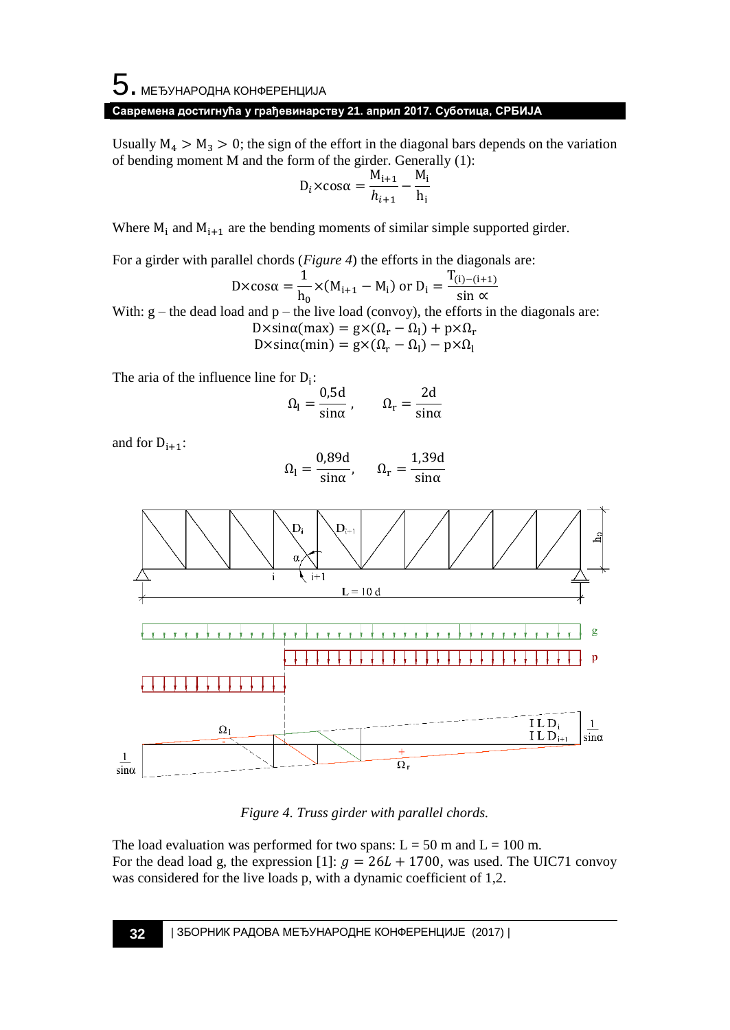Usually $M_4 > M_3 > 0$; the sign of the effort in the diagonal bars depends on the variation of bending moment M and the form of the girder. Generally (1):

$$D_i \times \cos\alpha = \frac{M_{i+1}}{h_{i+1}} - \frac{M_i}{h_i}$$

Where $M_i$ and $M_{i+1}$ are the bending moments of similar simple supported girder.

For a girder with parallel chords (*Figure 4*) the efforts in the diagonals are:

$$D \times \cos\alpha = \frac{1}{h_0} \times (M_{i+1} - M_i) \text{ or } D_i = \frac{T_{(i)-(i+1)}}{\sin\alpha}$$

With: g – the dead load and p – the live load (convoy), the efforts in the diagonals are:

$$D \times \sin\alpha(\max) = g \times (\Omega_r - \Omega_l) + p \times \Omega_r$$

$$D \times \sin\alpha(\min) = g \times (\Omega_r - \Omega_l) - p \times \Omega_l$$

The aria of the influence line for $D_i$:

$$\Omega_l = \frac{0{,}5d}{\sin\alpha}, \qquad \Omega_r = \frac{2d}{\sin\alpha}$$

and for $D_{i+1}$:

$$\Omega_l = \frac{0{,}89d}{\sin\alpha}, \qquad \Omega_r = \frac{1{,}39d}{\sin\alpha}$$

*Figure 4. Truss girder with parallel chords.*

The load evaluation was performed for two spans: L = 50 m and L = 100 m.
For the dead load g, the expression [1]: $g = 26L + 1700$, was used. The UIC71 convoy was considered for the live loads p, with a dynamic coefficient of 1,2.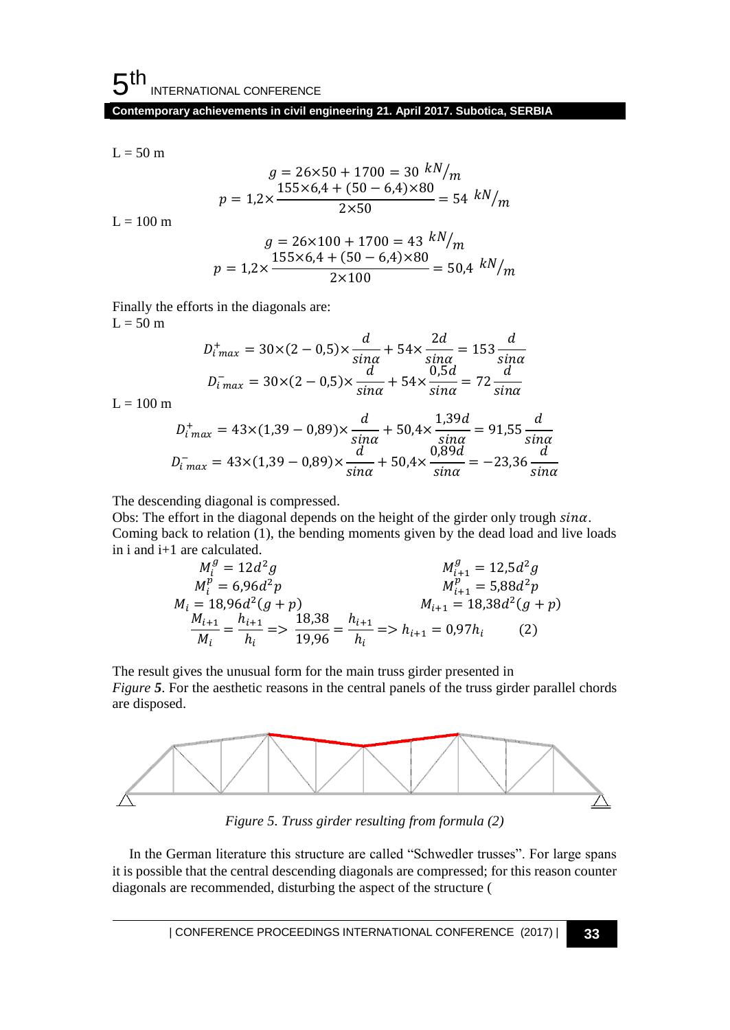L = 50 m

$$g = 26 \times 50 + 1700 = 30 \ ^{kN}/_{m}$$

$$p = 1{,}2 \times \frac{155 \times 6{,}4 + (50 - 6{,}4) \times 80}{2 \times 50} = 54 \ ^{kN}/_{m}$$

L = 100 m

$$g = 26 \times 100 + 1700 = 43 \ ^{kN}/_{m}$$

$$p = 1{,}2 \times \frac{155 \times 6{,}4 + (50 - 6{,}4) \times 80}{2 \times 100} = 50{,}4 \ ^{kN}/_{m}$$

Finally the efforts in the diagonals are:

L = 50 m

$$D_{i\,max}^{+} = 30 \times (2 - 0{,}5) \times \frac{d}{sin\alpha} + 54 \times \frac{2d}{sin\alpha} = 153 \frac{d}{sin\alpha}$$

$$D_{i\,max}^{-} = 30 \times (2 - 0{,}5) \times \frac{d}{sin\alpha} + 54 \times \frac{0{,}5d}{sin\alpha} = 72 \frac{d}{sin\alpha}$$

L = 100 m

$$D_{i\,max}^{+} = 43 \times (1{,}39 - 0{,}89) \times \frac{d}{sin\alpha} + 50{,}4 \times \frac{1{,}39d}{sin\alpha} = 91{,}55 \frac{d}{sin\alpha}$$

$$D_{i\,max}^{-} = 43 \times (1{,}39 - 0{,}89) \times \frac{d}{sin\alpha} + 50{,}4 \times \frac{0{,}89d}{sin\alpha} = -23{,}36 \frac{d}{sin\alpha}$$

The descending diagonal is compressed.

Obs: The effort in the diagonal depends on the height of the girder only trough $sin\alpha$.

Coming back to relation (1), the bending moments given by the dead load and live loads in i and i+1 are calculated.

$$M_i^g = 12d^2 g \qquad\qquad M_{i+1}^g = 12{,}5d^2 g$$

$$M_i^p = 6{,}96d^2 p \qquad\qquad M_{i+1}^p = 5{,}88d^2 p$$

$$M_i = 18{,}96d^2(g + p) \qquad\qquad M_{i+1} = 18{,}38d^2(g + p)$$

$$\frac{M_{i+1}}{M_i} = \frac{h_{i+1}}{h_i} => \frac{18{,}38}{19{,}96} = \frac{h_{i+1}}{h_i} => h_{i+1} = 0{,}97h_i \qquad (2)$$

The result gives the unusual form for the main truss girder presented in *Figure 5*. For the aesthetic reasons in the central panels of the truss girder parallel chords are disposed.

*Figure 5. Truss girder resulting from formula (2)*

In the German literature this structure are called "Schwedler trusses". For large spans it is possible that the central descending diagonals are compressed; for this reason counter diagonals are recommended, disturbing the aspect of the structure (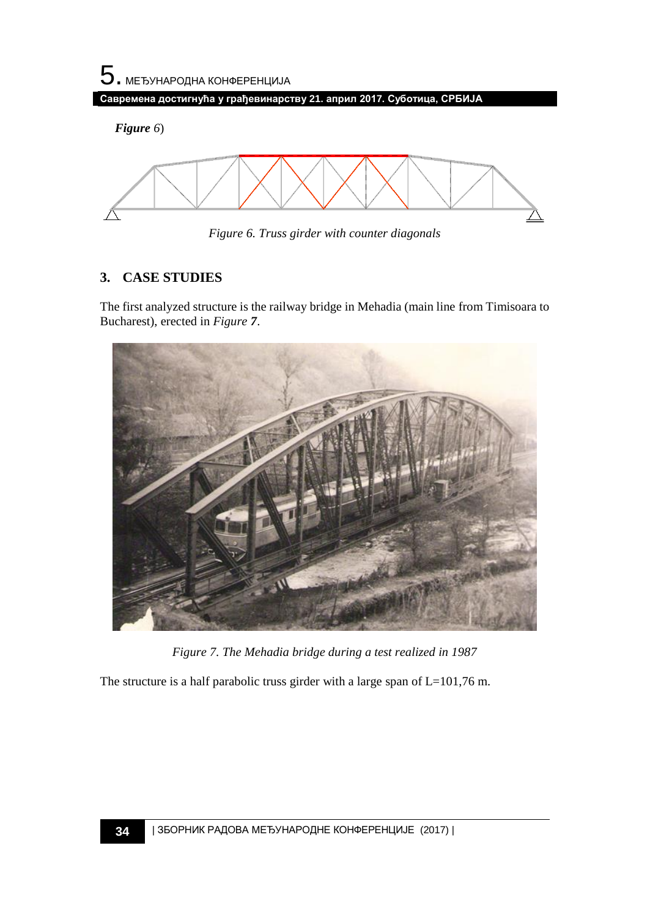*Figure 6*)

*Figure 6. Truss girder with counter diagonals*

## 3. CASE STUDIES

The first analyzed structure is the railway bridge in Mehadia (main line from Timisoara to Bucharest), erected in *Figure **7***.

*Figure 7. The Mehadia bridge during a test realized in 1987*

The structure is a half parabolic truss girder with a large span of L=101,76 m.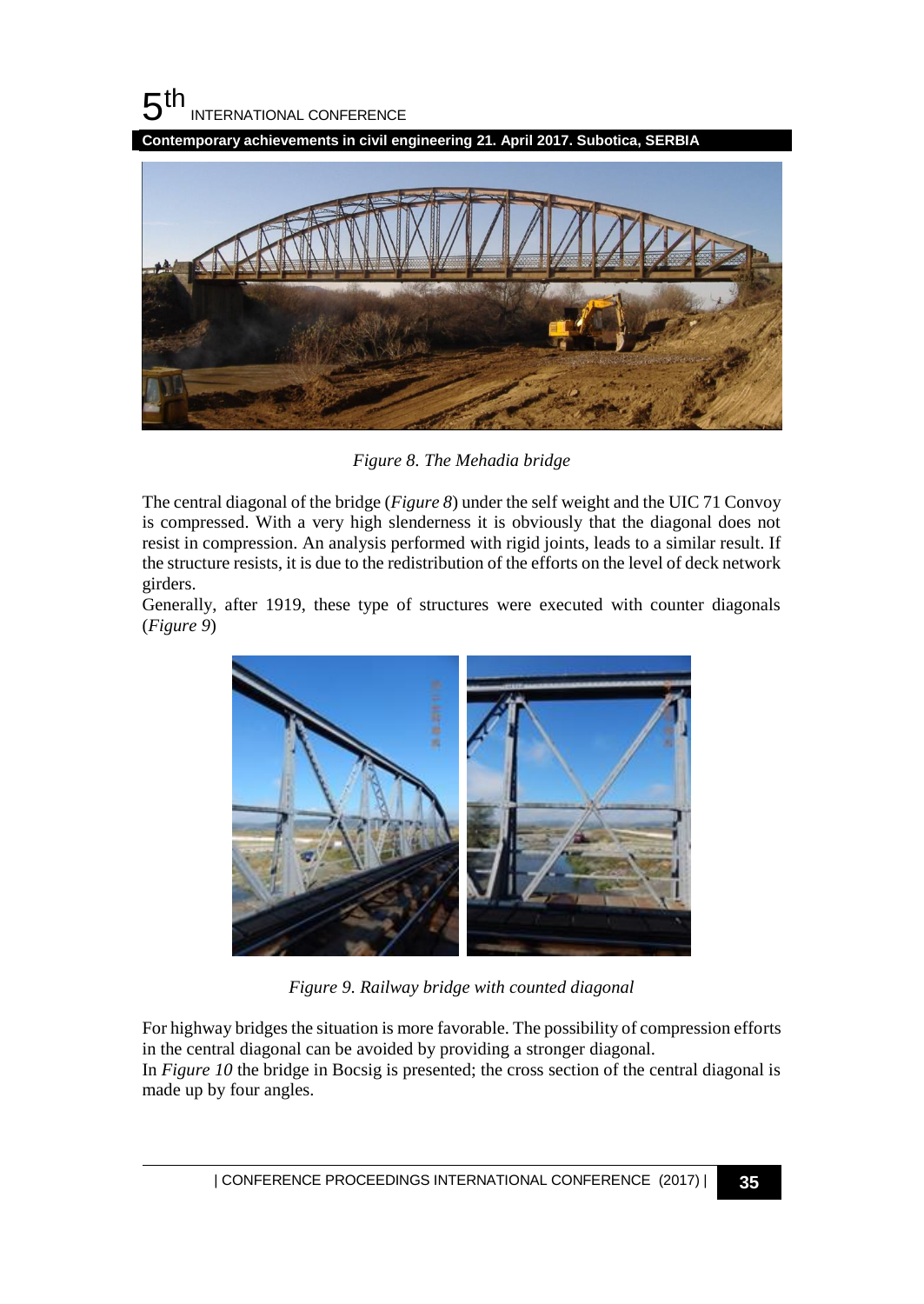*Figure 8. The Mehadia bridge*

The central diagonal of the bridge (*Figure 8*) under the self weight and the UIC 71 Convoy is compressed. With a very high slenderness it is obviously that the diagonal does not resist in compression. An analysis performed with rigid joints, leads to a similar result. If the structure resists, it is due to the redistribution of the efforts on the level of deck network girders.

Generally, after 1919, these type of structures were executed with counter diagonals (*Figure 9*)

*Figure 9. Railway bridge with counted diagonal*

For highway bridges the situation is more favorable. The possibility of compression efforts in the central diagonal can be avoided by providing a stronger diagonal.

In *Figure 10* the bridge in Bocsig is presented; the cross section of the central diagonal is made up by four angles.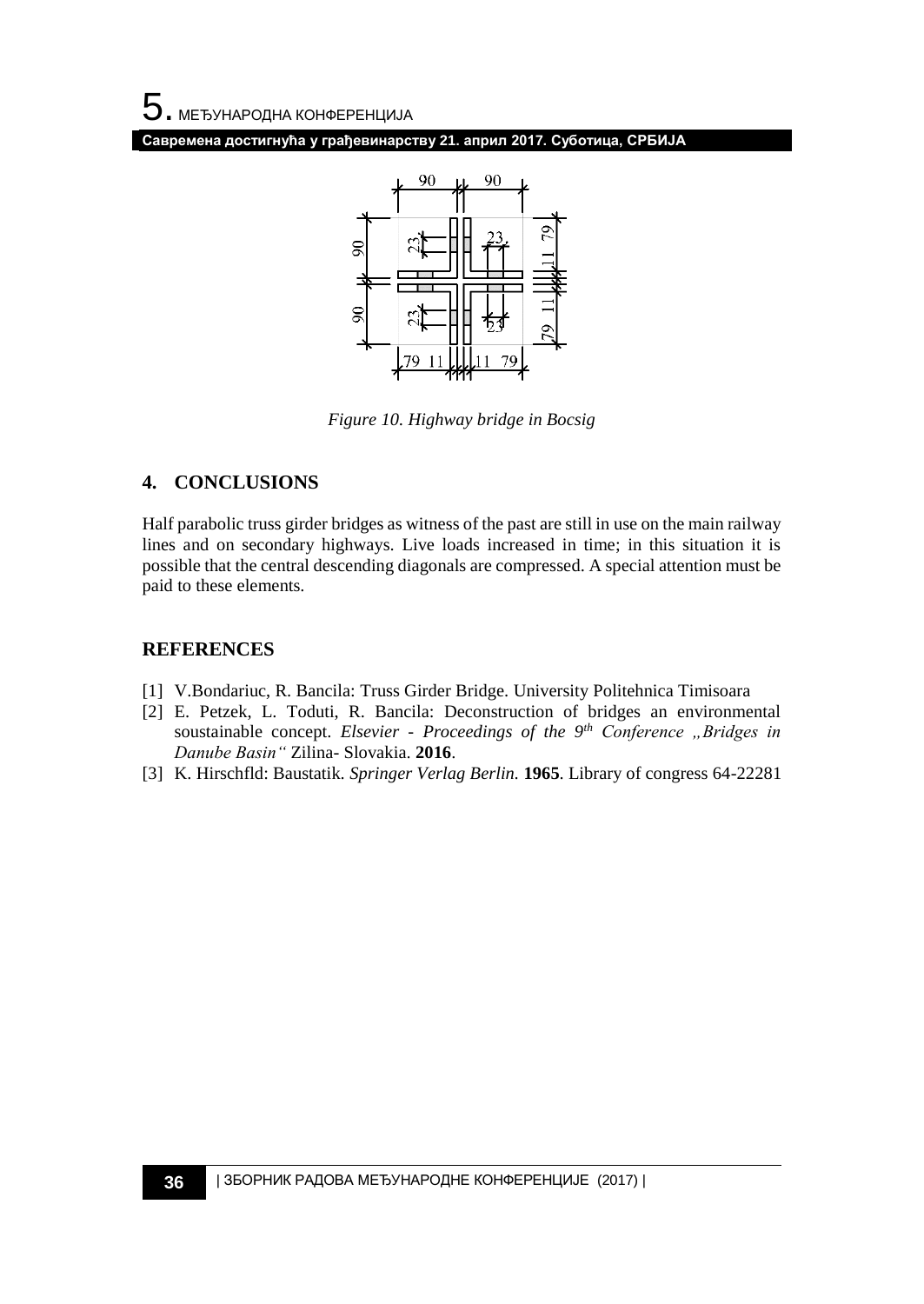90 90

90 90

23 23

23 23

79 11 11 79

79 11 11 79

*Figure 10. Highway bridge in Bocsig*

## 4. CONCLUSIONS

Half parabolic truss girder bridges as witness of the past are still in use on the main railway lines and on secondary highways. Live loads increased in time; in this situation it is possible that the central descending diagonals are compressed. A special attention must be paid to these elements.

## REFERENCES

[1] V.Bondariuc, R. Bancila: Truss Girder Bridge. University Politehnica Timisoara

[2] E. Petzek, L. Toduti, R. Bancila: Deconstruction of bridges an environmental soustainable concept. *Elsevier - Proceedings of the 9th Conference „Bridges in Danube Basin“* Zilina- Slovakia. **2016**.

[3] K. Hirschfld: Baustatik. *Springer Verlag Berlin.* **1965**. Library of congress 64-22281